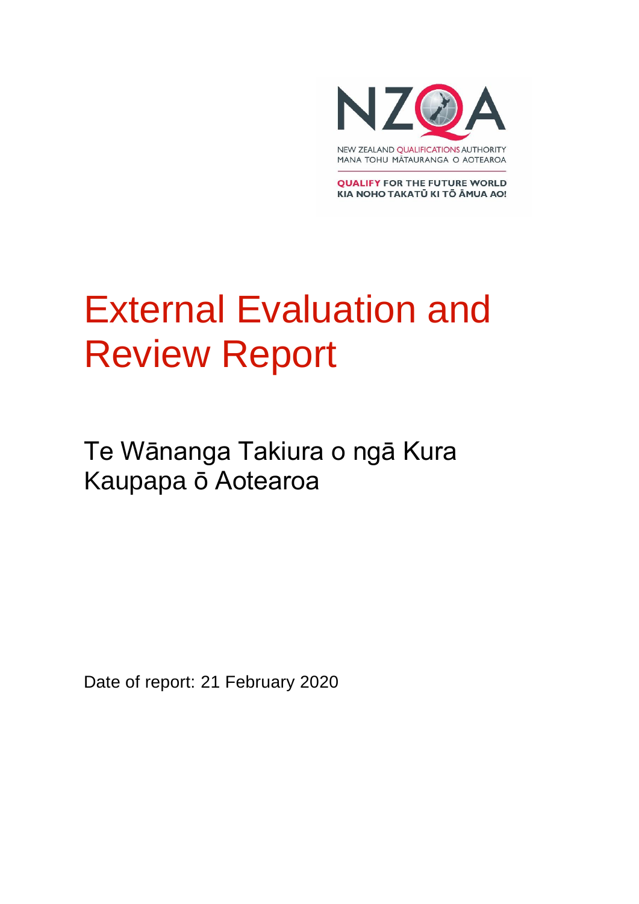NZQA

NEW ZEALAND QUALIFICATIONS AUTHORITY
MANA TOHU MĀTAURANGA O AOTEAROA

QUALIFY FOR THE FUTURE WORLD
KIA NOHO TAKATŪ KI TŌ ĀMUA AO!

# External Evaluation and Review Report

## Te Wānanga Takiura o ngā Kura Kaupapa ō Aotearoa

Date of report: 21 February 2020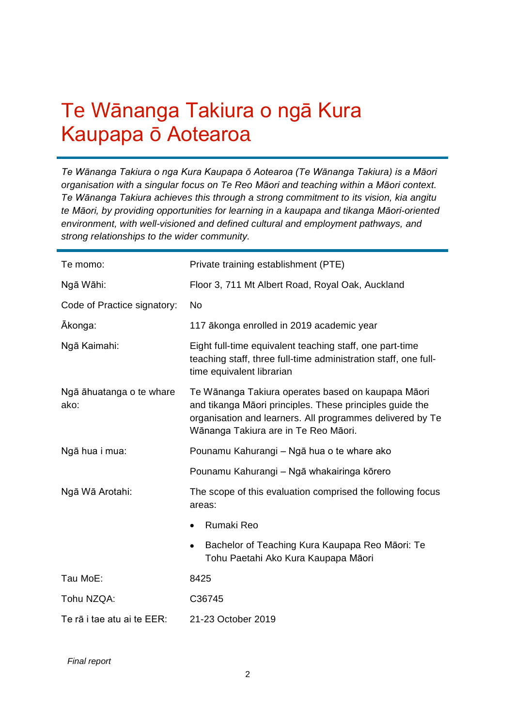# Te Wānanga Takiura o ngā Kura Kaupapa ō Aotearoa

*Te Wānanga Takiura o nga Kura Kaupapa ō Aotearoa (Te Wānanga Takiura) is a Māori organisation with a singular focus on Te Reo Māori and teaching within a Māori context. Te Wānanga Takiura achieves this through a strong commitment to its vision, kia angitu te Māori, by providing opportunities for learning in a kaupapa and tikanga Māori-oriented environment, with well-visioned and defined cultural and employment pathways, and strong relationships to the wider community.*

| | |
|---|---|
| Te momo: | Private training establishment (PTE) |
| Ngā Wāhi: | Floor 3, 711 Mt Albert Road, Royal Oak, Auckland |
| Code of Practice signatory: | No |
| Ākonga: | 117 ākonga enrolled in 2019 academic year |
| Ngā Kaimahi: | Eight full-time equivalent teaching staff, one part-time teaching staff, three full-time administration staff, one full-time equivalent librarian |
| Ngā āhuatanga o te whare ako: | Te Wānanga Takiura operates based on kaupapa Māori and tikanga Māori principles. These principles guide the organisation and learners. All programmes delivered by Te Wānanga Takiura are in Te Reo Māori. |
| Ngā hua i mua: | Pounamu Kahurangi – Ngā hua o te whare ako<br><br>Pounamu Kahurangi – Ngā whakairinga kōrero |
| Ngā Wā Arotahi: | The scope of this evaluation comprised the following focus areas:<br><br>• Rumaki Reo<br><br>• Bachelor of Teaching Kura Kaupapa Reo Māori: Te Tohu Paetahi Ako Kura Kaupapa Māori |
| Tau MoE: | 8425 |
| Tohu NZQA: | C36745 |
| Te rā i tae atu ai te EER: | 21-23 October 2019 |

*Final report*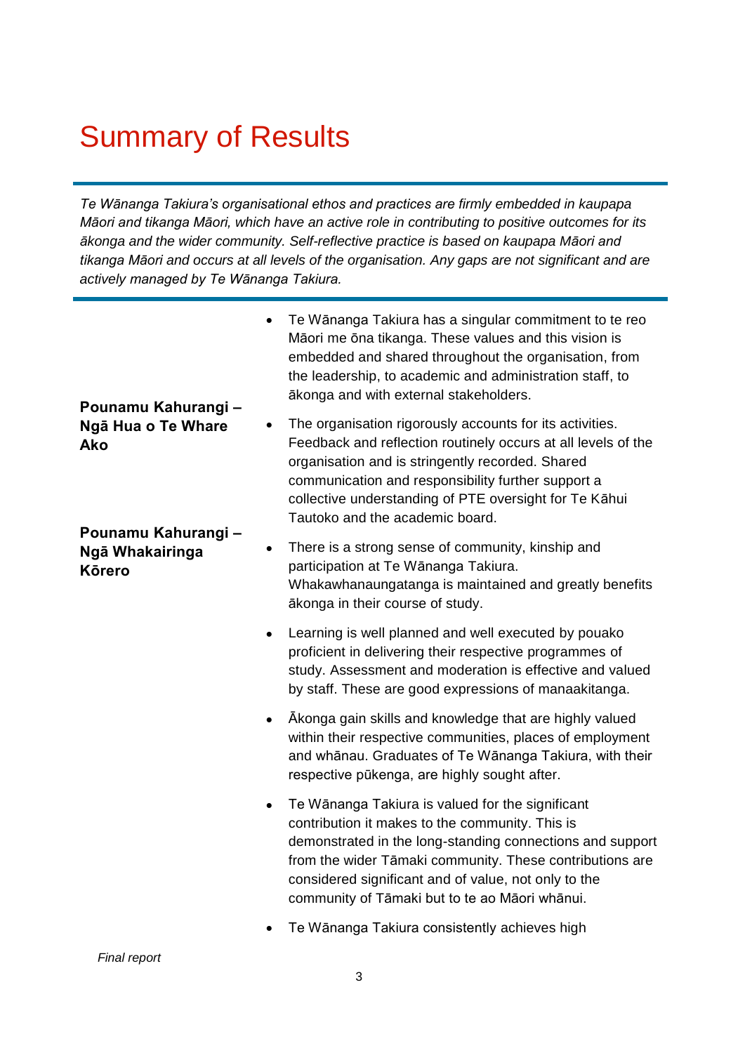# Summary of Results

*Te Wānanga Takiura's organisational ethos and practices are firmly embedded in kaupapa Māori and tikanga Māori, which have an active role in contributing to positive outcomes for its ākonga and the wider community. Self-reflective practice is based on kaupapa Māori and tikanga Māori and occurs at all levels of the organisation. Any gaps are not significant and are actively managed by Te Wānanga Takiura.*

**Pounamu Kahurangi – Ngā Hua o Te Whare Ako**

**Pounamu Kahurangi – Ngā Whakairinga Kōrero**

- Te Wānanga Takiura has a singular commitment to te reo Māori me ōna tikanga. These values and this vision is embedded and shared throughout the organisation, from the leadership, to academic and administration staff, to ākonga and with external stakeholders.
- The organisation rigorously accounts for its activities. Feedback and reflection routinely occurs at all levels of the organisation and is stringently recorded. Shared communication and responsibility further support a collective understanding of PTE oversight for Te Kāhui Tautoko and the academic board.
- There is a strong sense of community, kinship and participation at Te Wānanga Takiura. Whakawhanaungatanga is maintained and greatly benefits ākonga in their course of study.
- Learning is well planned and well executed by pouako proficient in delivering their respective programmes of study. Assessment and moderation is effective and valued by staff. These are good expressions of manaakitanga.
- Ākonga gain skills and knowledge that are highly valued within their respective communities, places of employment and whānau. Graduates of Te Wānanga Takiura, with their respective pūkenga, are highly sought after.
- Te Wānanga Takiura is valued for the significant contribution it makes to the community. This is demonstrated in the long-standing connections and support from the wider Tāmaki community. These contributions are considered significant and of value, not only to the community of Tāmaki but to te ao Māori whānui.
- Te Wānanga Takiura consistently achieves high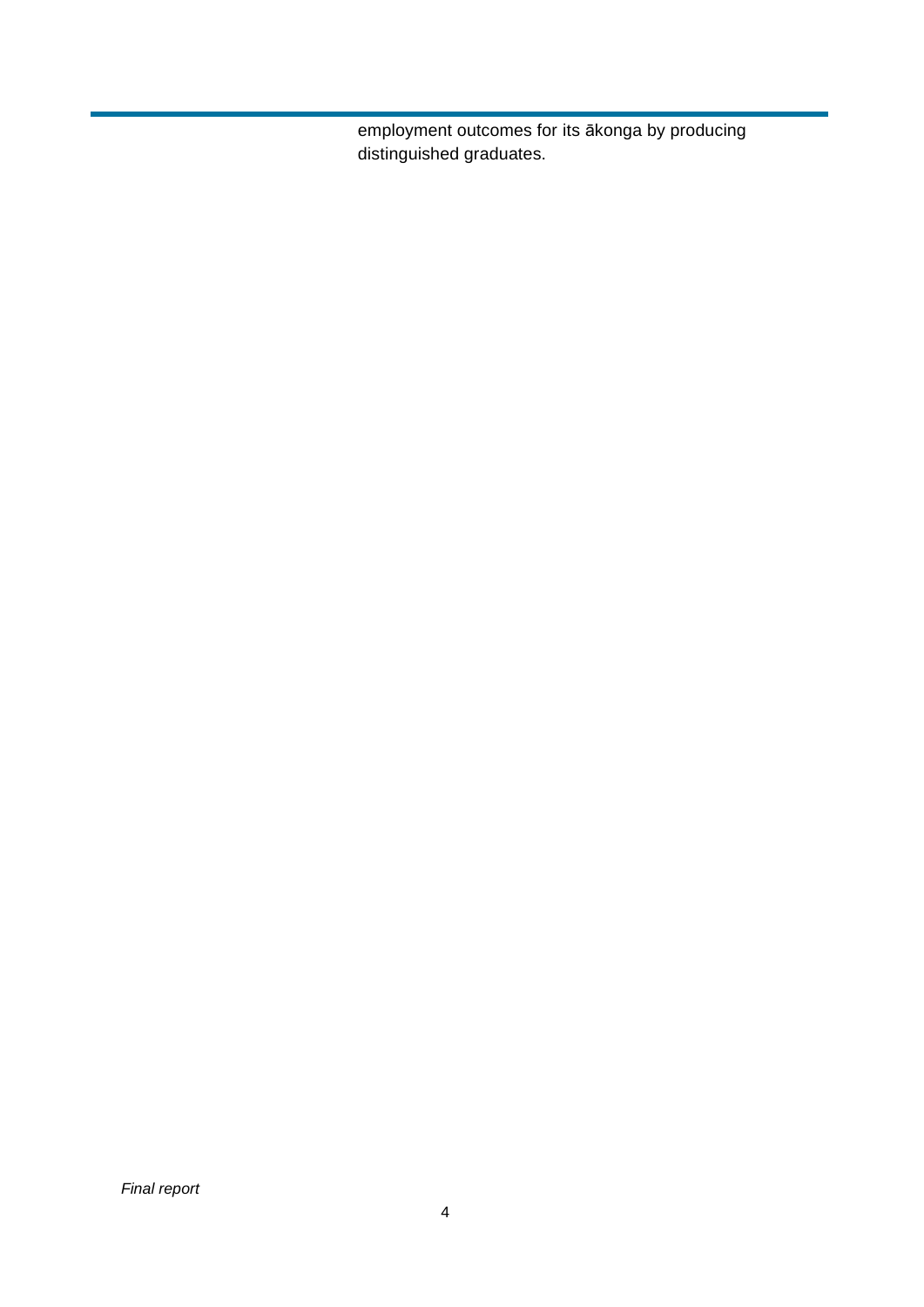employment outcomes for its ākonga by producing distinguished graduates.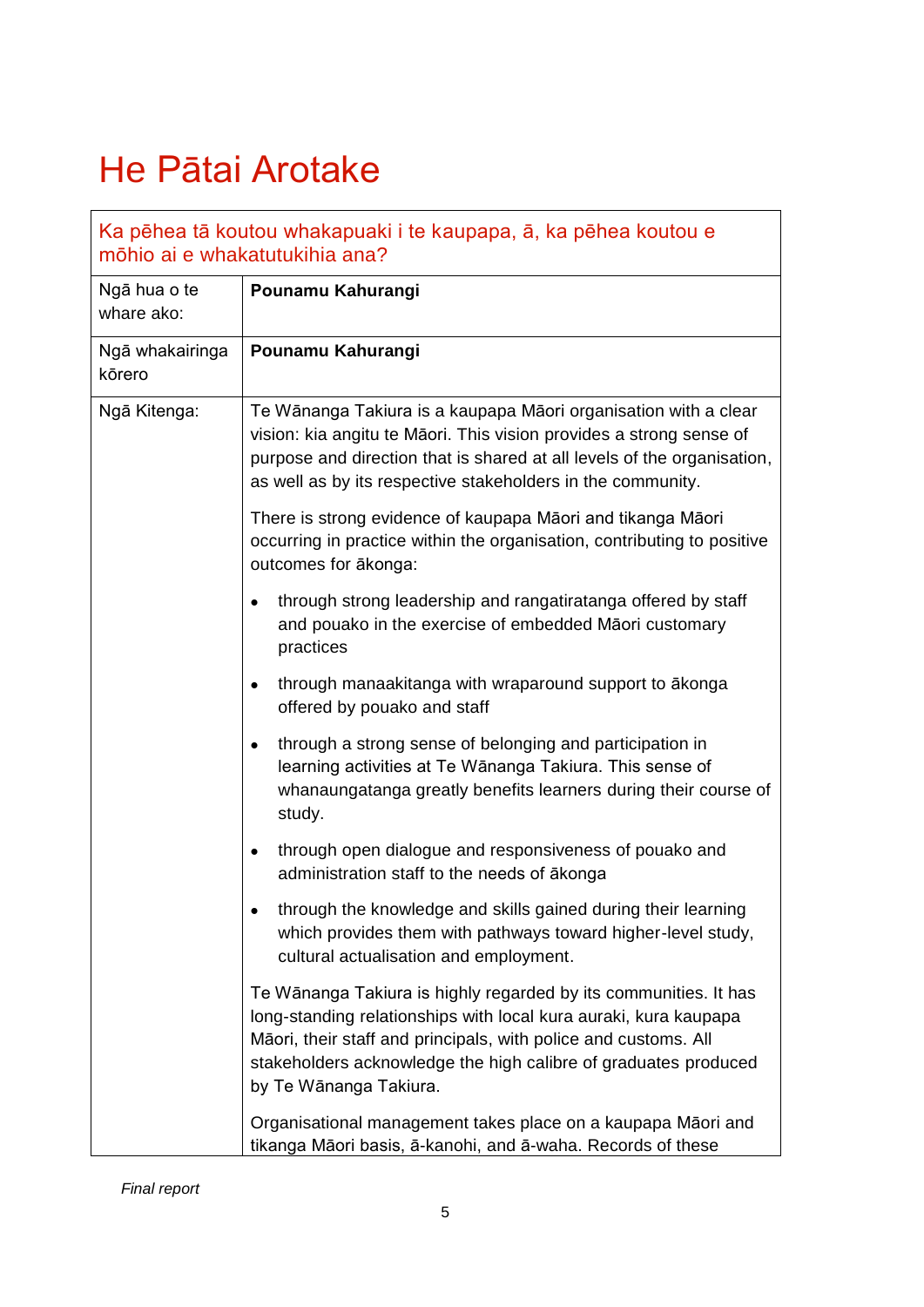# He Pātai Arotake

| Ka pēhea tā koutou whakapuaki i te kaupapa, ā, ka pēhea koutou e mōhio ai e whakatutukihia ana? | |
|---|---|
| Ngā hua o te whare ako: | **Pounamu Kahurangi** |
| Ngā whakairinga kōrero | **Pounamu Kahurangi** |
| Ngā Kitenga: | Te Wānanga Takiura is a kaupapa Māori organisation with a clear vision: kia angitu te Māori. This vision provides a strong sense of purpose and direction that is shared at all levels of the organisation, as well as by its respective stakeholders in the community.<br><br>There is strong evidence of kaupapa Māori and tikanga Māori occurring in practice within the organisation, contributing to positive outcomes for ākonga:<br><br>• through strong leadership and rangatiratanga offered by staff and pouako in the exercise of embedded Māori customary practices<br><br>• through manaakitanga with wraparound support to ākonga offered by pouako and staff<br><br>• through a strong sense of belonging and participation in learning activities at Te Wānanga Takiura. This sense of whanaungatanga greatly benefits learners during their course of study.<br><br>• through open dialogue and responsiveness of pouako and administration staff to the needs of ākonga<br><br>• through the knowledge and skills gained during their learning which provides them with pathways toward higher-level study, cultural actualisation and employment.<br><br>Te Wānanga Takiura is highly regarded by its communities. It has long-standing relationships with local kura auraki, kura kaupapa Māori, their staff and principals, with police and customs. All stakeholders acknowledge the high calibre of graduates produced by Te Wānanga Takiura.<br><br>Organisational management takes place on a kaupapa Māori and tikanga Māori basis, ā-kanohi, and ā-waha. Records of these |

*Final report*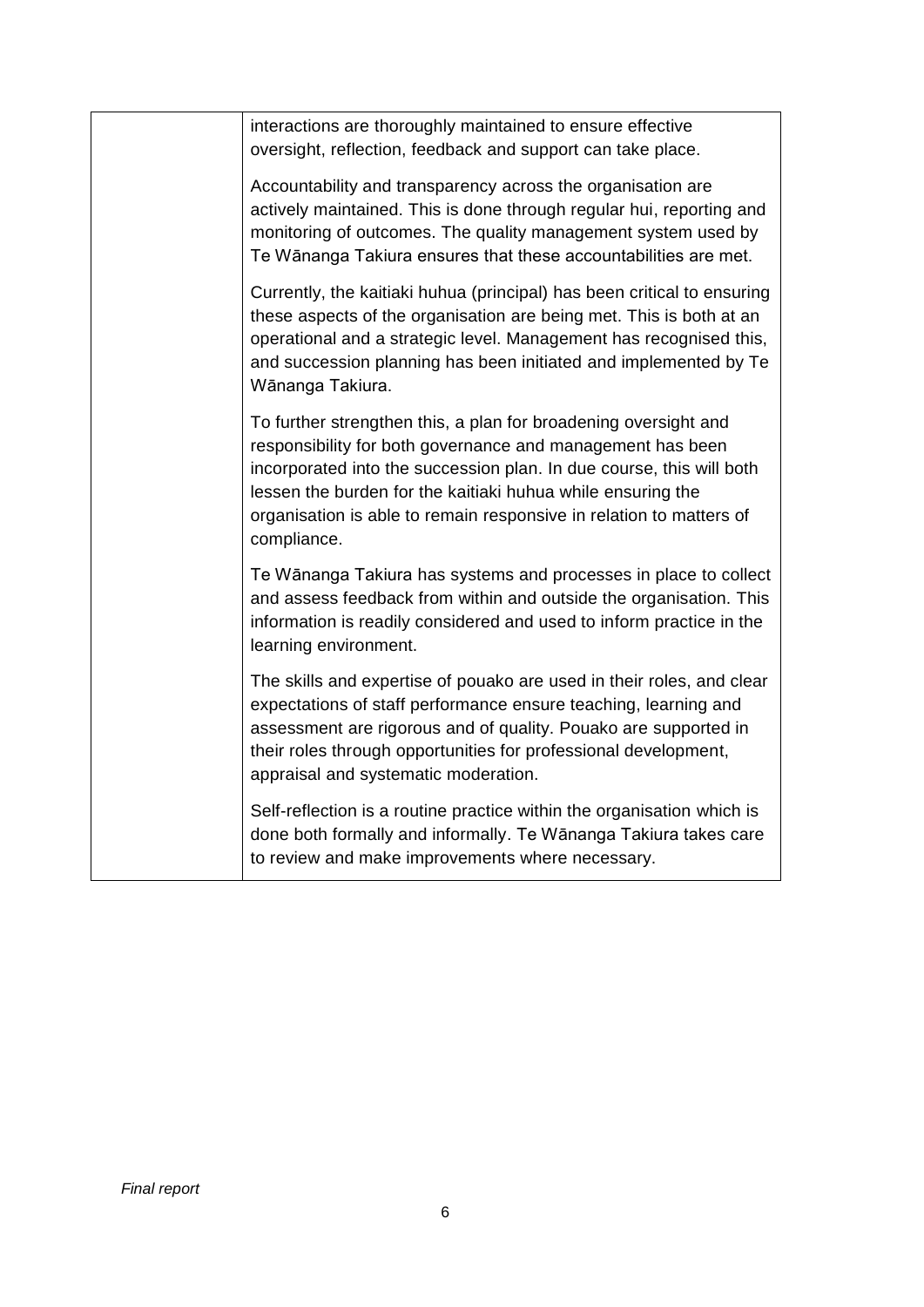| | |
|---|---|
| | interactions are thoroughly maintained to ensure effective oversight, reflection, feedback and support can take place.<br><br>Accountability and transparency across the organisation are actively maintained. This is done through regular hui, reporting and monitoring of outcomes. The quality management system used by Te Wānanga Takiura ensures that these accountabilities are met.<br><br>Currently, the kaitiaki huhua (principal) has been critical to ensuring these aspects of the organisation are being met. This is both at an operational and a strategic level. Management has recognised this, and succession planning has been initiated and implemented by Te Wānanga Takiura.<br><br>To further strengthen this, a plan for broadening oversight and responsibility for both governance and management has been incorporated into the succession plan. In due course, this will both lessen the burden for the kaitiaki huhua while ensuring the organisation is able to remain responsive in relation to matters of compliance.<br><br>Te Wānanga Takiura has systems and processes in place to collect and assess feedback from within and outside the organisation. This information is readily considered and used to inform practice in the learning environment.<br><br>The skills and expertise of pouako are used in their roles, and clear expectations of staff performance ensure teaching, learning and assessment are rigorous and of quality. Pouako are supported in their roles through opportunities for professional development, appraisal and systematic moderation.<br><br>Self-reflection is a routine practice within the organisation which is done both formally and informally. Te Wānanga Takiura takes care to review and make improvements where necessary. |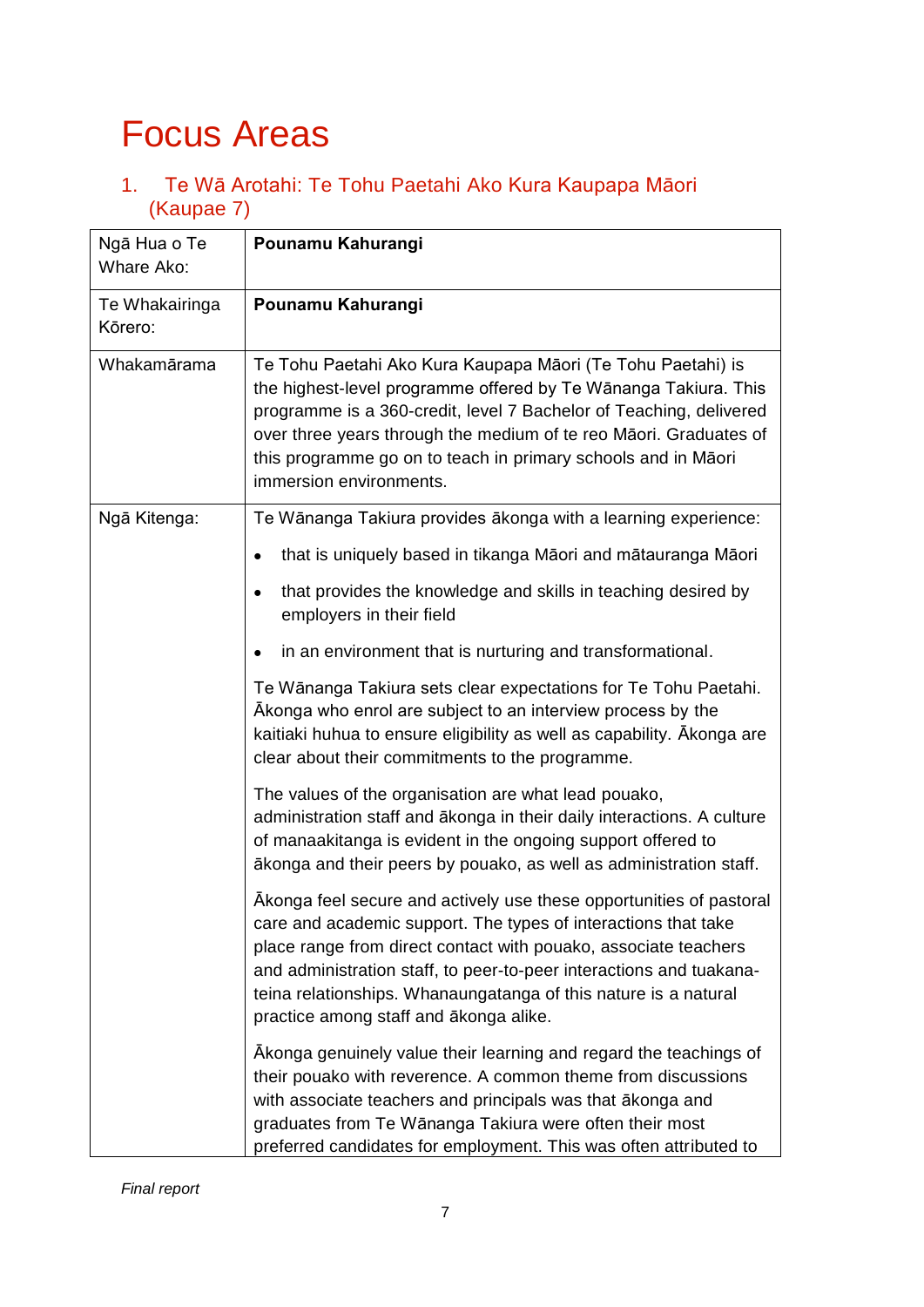# Focus Areas

## 1. Te Wā Arotahi: Te Tohu Paetahi Ako Kura Kaupapa Māori (Kaupae 7)

| Ngā Hua o Te Whare Ako: | **Pounamu Kahurangi** |
|---|---|
| Te Whakairinga Kōrero: | **Pounamu Kahurangi** |
| Whakamārama | Te Tohu Paetahi Ako Kura Kaupapa Māori (Te Tohu Paetahi) is the highest-level programme offered by Te Wānanga Takiura. This programme is a 360-credit, level 7 Bachelor of Teaching, delivered over three years through the medium of te reo Māori. Graduates of this programme go on to teach in primary schools and in Māori immersion environments. |
| Ngā Kitenga: | Te Wānanga Takiura provides ākonga with a learning experience:<br><br>• that is uniquely based in tikanga Māori and mātauranga Māori<br>• that provides the knowledge and skills in teaching desired by employers in their field<br>• in an environment that is nurturing and transformational.<br><br>Te Wānanga Takiura sets clear expectations for Te Tohu Paetahi. Ākonga who enrol are subject to an interview process by the kaitiaki huhua to ensure eligibility as well as capability. Ākonga are clear about their commitments to the programme.<br><br>The values of the organisation are what lead pouako, administration staff and ākonga in their daily interactions. A culture of manaakitanga is evident in the ongoing support offered to ākonga and their peers by pouako, as well as administration staff.<br><br>Ākonga feel secure and actively use these opportunities of pastoral care and academic support. The types of interactions that take place range from direct contact with pouako, associate teachers and administration staff, to peer-to-peer interactions and tuakana-teina relationships. Whanaungatanga of this nature is a natural practice among staff and ākonga alike.<br><br>Ākonga genuinely value their learning and regard the teachings of their pouako with reverence. A common theme from discussions with associate teachers and principals was that ākonga and graduates from Te Wānanga Takiura were often their most preferred candidates for employment. This was often attributed to |

*Final report*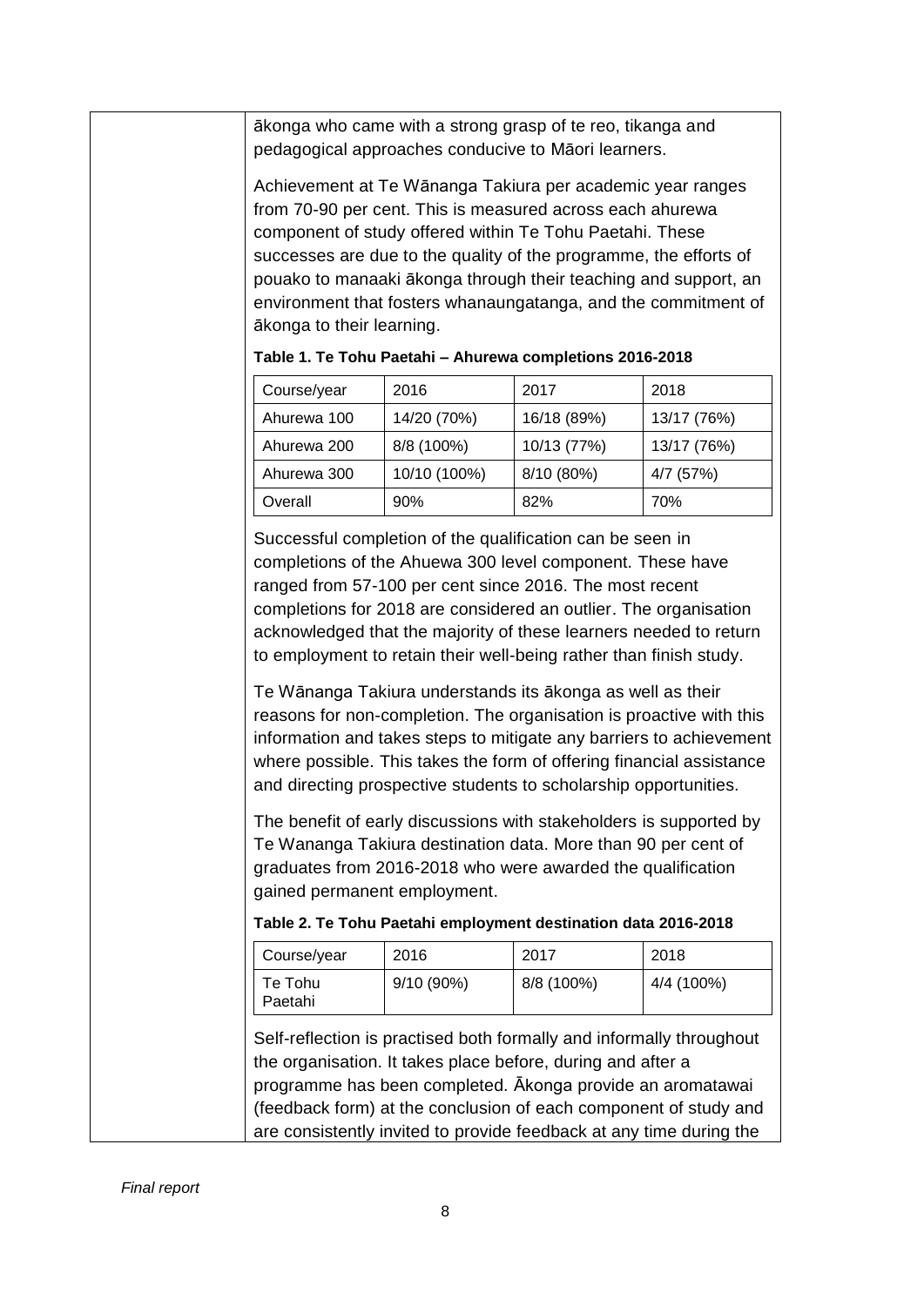ākonga who came with a strong grasp of te reo, tikanga and pedagogical approaches conducive to Māori learners.

Achievement at Te Wānanga Takiura per academic year ranges from 70-90 per cent. This is measured across each ahurewa component of study offered within Te Tohu Paetahi. These successes are due to the quality of the programme, the efforts of pouako to manaaki ākonga through their teaching and support, an environment that fosters whanaungatanga, and the commitment of ākonga to their learning.

**Table 1. Te Tohu Paetahi – Ahurewa completions 2016-2018**

| Course/year | 2016 | 2017 | 2018 |
|---|---|---|---|
| Ahurewa 100 | 14/20 (70%) | 16/18 (89%) | 13/17 (76%) |
| Ahurewa 200 | 8/8 (100%) | 10/13 (77%) | 13/17 (76%) |
| Ahurewa 300 | 10/10 (100%) | 8/10 (80%) | 4/7 (57%) |
| Overall | 90% | 82% | 70% |

Successful completion of the qualification can be seen in completions of the Ahuewa 300 level component. These have ranged from 57-100 per cent since 2016. The most recent completions for 2018 are considered an outlier. The organisation acknowledged that the majority of these learners needed to return to employment to retain their well-being rather than finish study.

Te Wānanga Takiura understands its ākonga as well as their reasons for non-completion. The organisation is proactive with this information and takes steps to mitigate any barriers to achievement where possible. This takes the form of offering financial assistance and directing prospective students to scholarship opportunities.

The benefit of early discussions with stakeholders is supported by Te Wananga Takiura destination data. More than 90 per cent of graduates from 2016-2018 who were awarded the qualification gained permanent employment.

**Table 2. Te Tohu Paetahi employment destination data 2016-2018**

| Course/year | 2016 | 2017 | 2018 |
|---|---|---|---|
| Te Tohu Paetahi | 9/10 (90%) | 8/8 (100%) | 4/4 (100%) |

Self-reflection is practised both formally and informally throughout the organisation. It takes place before, during and after a programme has been completed. Ākonga provide an aromatawai (feedback form) at the conclusion of each component of study and are consistently invited to provide feedback at any time during the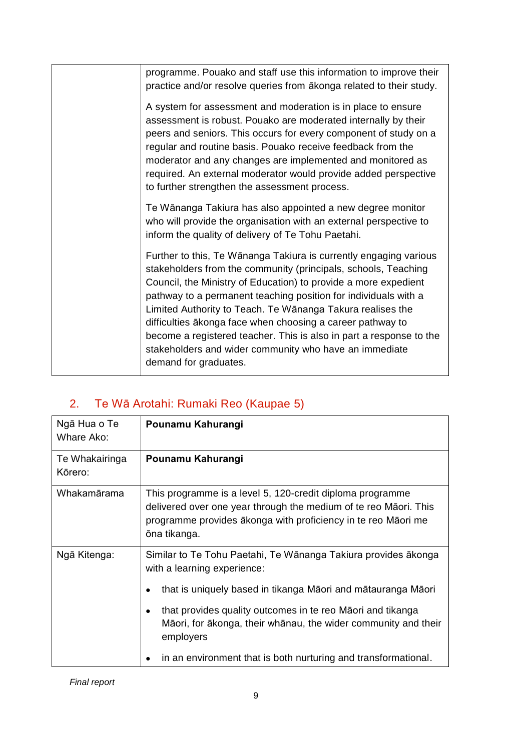|  |  |
|---|---|
|  | programme. Pouako and staff use this information to improve their practice and/or resolve queries from ākonga related to their study.<br><br>A system for assessment and moderation is in place to ensure assessment is robust. Pouako are moderated internally by their peers and seniors. This occurs for every component of study on a regular and routine basis. Pouako receive feedback from the moderator and any changes are implemented and monitored as required. An external moderator would provide added perspective to further strengthen the assessment process.<br><br>Te Wānanga Takiura has also appointed a new degree monitor who will provide the organisation with an external perspective to inform the quality of delivery of Te Tohu Paetahi.<br><br>Further to this, Te Wānanga Takiura is currently engaging various stakeholders from the community (principals, schools, Teaching Council, the Ministry of Education) to provide a more expedient pathway to a permanent teaching position for individuals with a Limited Authority to Teach. Te Wānanga Takura realises the difficulties ākonga face when choosing a career pathway to become a registered teacher. This is also in part a response to the stakeholders and wider community who have an immediate demand for graduates. |

## 2. Te Wā Arotahi: Rumaki Reo (Kaupae 5)

| Ngā Hua o Te Whare Ako: | **Pounamu Kahurangi** |
|---|---|
| Te Whakairinga Kōrero: | **Pounamu Kahurangi** |
| Whakamārama | This programme is a level 5, 120-credit diploma programme delivered over one year through the medium of te reo Māori. This programme provides ākonga with proficiency in te reo Māori me ōna tikanga. |
| Ngā Kitenga: | Similar to Te Tohu Paetahi, Te Wānanga Takiura provides ākonga with a learning experience:<br><br>• that is uniquely based in tikanga Māori and mātauranga Māori<br><br>• that provides quality outcomes in te reo Māori and tikanga Māori, for ākonga, their whānau, the wider community and their employers<br><br>• in an environment that is both nurturing and transformational. |

*Final report*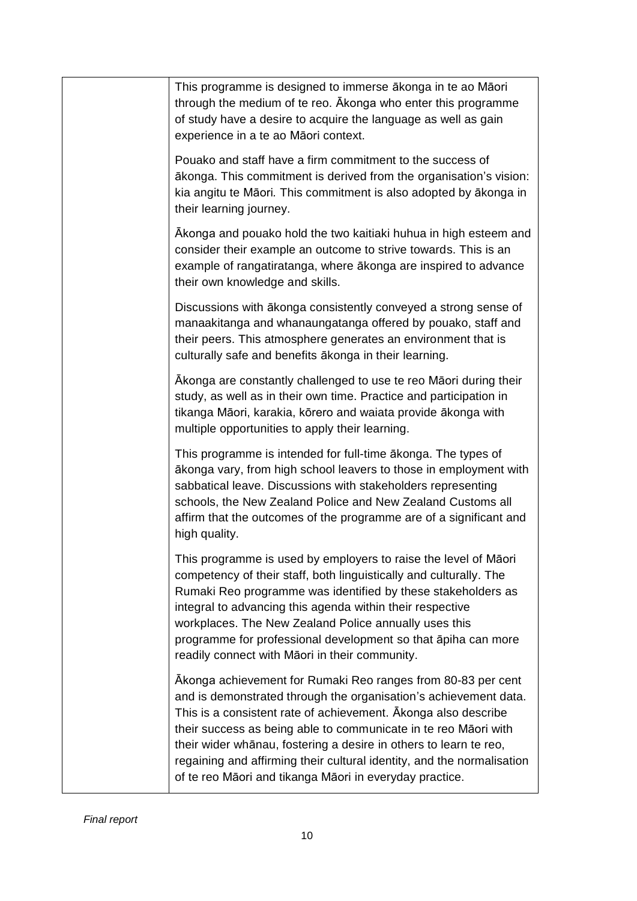| | |
|---|---|
| | This programme is designed to immerse ākonga in te ao Māori through the medium of te reo. Ākonga who enter this programme of study have a desire to acquire the language as well as gain experience in a te ao Māori context.<br><br>Pouako and staff have a firm commitment to the success of ākonga. This commitment is derived from the organisation's vision: kia angitu te Māori. This commitment is also adopted by ākonga in their learning journey.<br><br>Ākonga and pouako hold the two kaitiaki huhua in high esteem and consider their example an outcome to strive towards. This is an example of rangatiratanga, where ākonga are inspired to advance their own knowledge and skills.<br><br>Discussions with ākonga consistently conveyed a strong sense of manaakitanga and whanaungatanga offered by pouako, staff and their peers. This atmosphere generates an environment that is culturally safe and benefits ākonga in their learning.<br><br>Ākonga are constantly challenged to use te reo Māori during their study, as well as in their own time. Practice and participation in tikanga Māori, karakia, kōrero and waiata provide ākonga with multiple opportunities to apply their learning.<br><br>This programme is intended for full-time ākonga. The types of ākonga vary, from high school leavers to those in employment with sabbatical leave. Discussions with stakeholders representing schools, the New Zealand Police and New Zealand Customs all affirm that the outcomes of the programme are of a significant and high quality.<br><br>This programme is used by employers to raise the level of Māori competency of their staff, both linguistically and culturally. The Rumaki Reo programme was identified by these stakeholders as integral to advancing this agenda within their respective workplaces. The New Zealand Police annually uses this programme for professional development so that āpiha can more readily connect with Māori in their community.<br><br>Ākonga achievement for Rumaki Reo ranges from 80-83 per cent and is demonstrated through the organisation's achievement data. This is a consistent rate of achievement. Ākonga also describe their success as being able to communicate in te reo Māori with their wider whānau, fostering a desire in others to learn te reo, regaining and affirming their cultural identity, and the normalisation of te reo Māori and tikanga Māori in everyday practice. |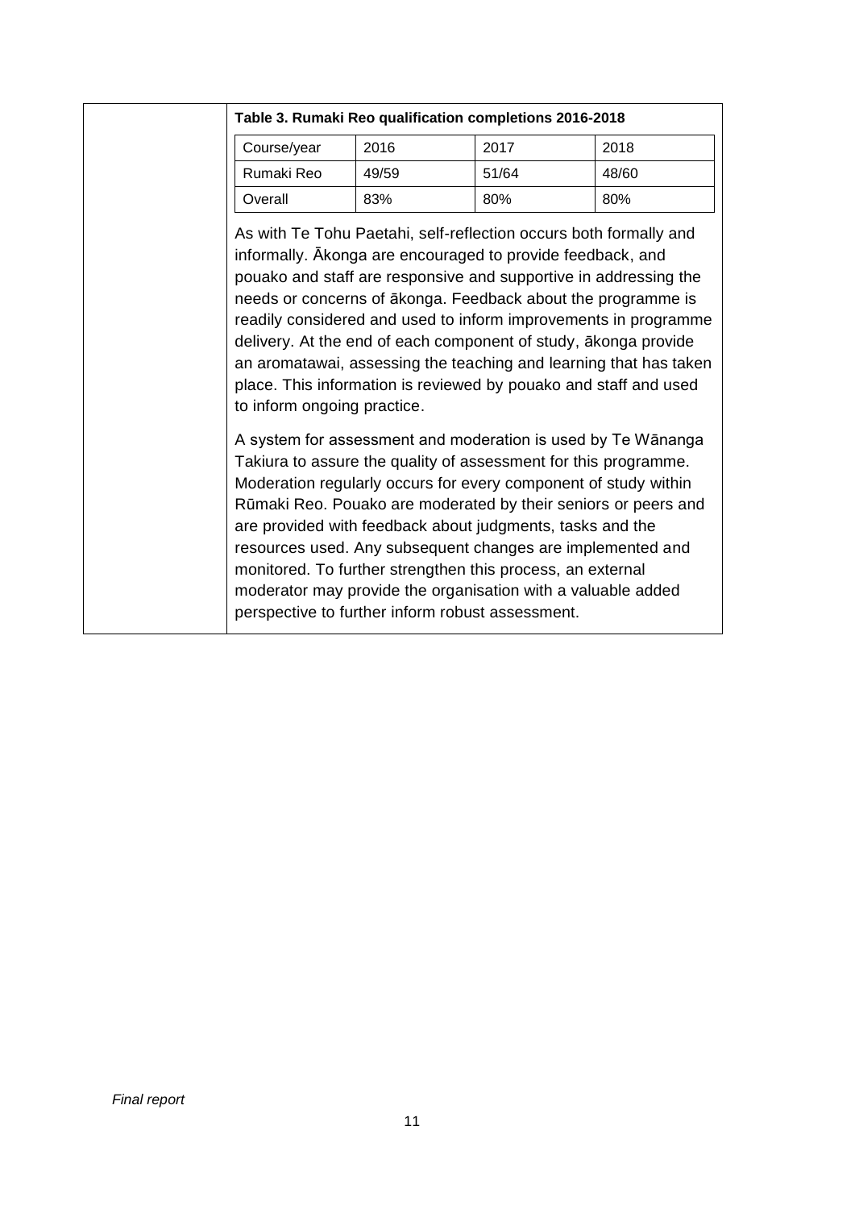**Table 3. Rumaki Reo qualification completions 2016-2018**

| Course/year | 2016 | 2017 | 2018 |
|---|---|---|---|
| Rumaki Reo | 49/59 | 51/64 | 48/60 |
| Overall | 83% | 80% | 80% |

As with Te Tohu Paetahi, self-reflection occurs both formally and informally. Ākonga are encouraged to provide feedback, and pouako and staff are responsive and supportive in addressing the needs or concerns of ākonga. Feedback about the programme is readily considered and used to inform improvements in programme delivery. At the end of each component of study, ākonga provide an aromatawai, assessing the teaching and learning that has taken place. This information is reviewed by pouako and staff and used to inform ongoing practice.

A system for assessment and moderation is used by Te Wānanga Takiura to assure the quality of assessment for this programme. Moderation regularly occurs for every component of study within Rūmaki Reo. Pouako are moderated by their seniors or peers and are provided with feedback about judgments, tasks and the resources used. Any subsequent changes are implemented and monitored. To further strengthen this process, an external moderator may provide the organisation with a valuable added perspective to further inform robust assessment.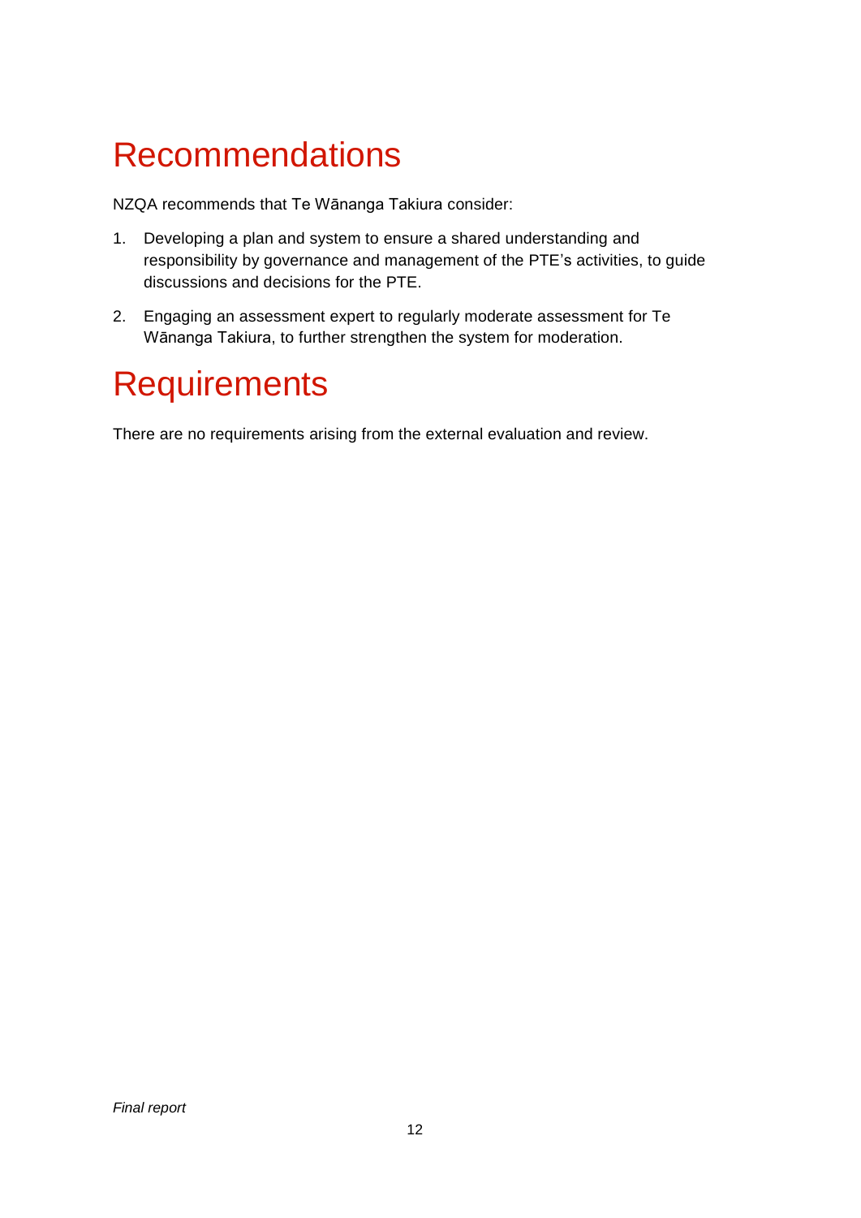# Recommendations

NZQA recommends that Te Wānanga Takiura consider:

1. Developing a plan and system to ensure a shared understanding and responsibility by governance and management of the PTE's activities, to guide discussions and decisions for the PTE.
2. Engaging an assessment expert to regularly moderate assessment for Te Wānanga Takiura, to further strengthen the system for moderation.

# Requirements

There are no requirements arising from the external evaluation and review.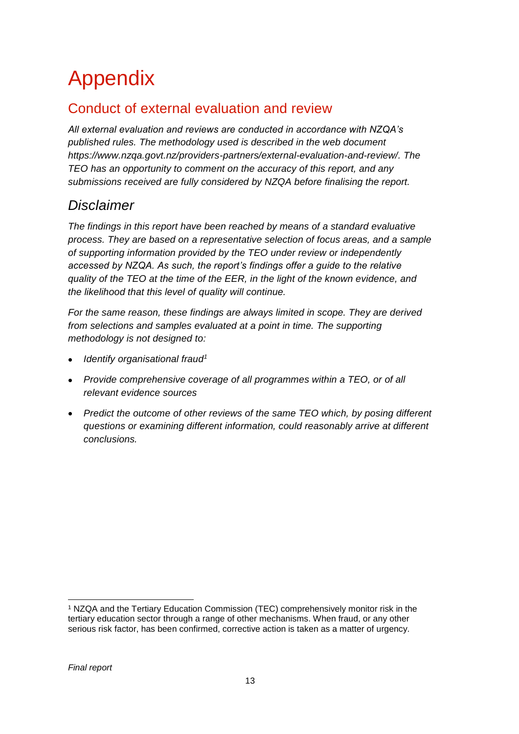# Appendix

## Conduct of external evaluation and review

*All external evaluation and reviews are conducted in accordance with NZQA's published rules. The methodology used is described in the web document https://www.nzqa.govt.nz/providers-partners/external-evaluation-and-review/. The TEO has an opportunity to comment on the accuracy of this report, and any submissions received are fully considered by NZQA before finalising the report.*

## *Disclaimer*

*The findings in this report have been reached by means of a standard evaluative process. They are based on a representative selection of focus areas, and a sample of supporting information provided by the TEO under review or independently accessed by NZQA. As such, the report's findings offer a guide to the relative quality of the TEO at the time of the EER, in the light of the known evidence, and the likelihood that this level of quality will continue.*

*For the same reason, these findings are always limited in scope. They are derived from selections and samples evaluated at a point in time. The supporting methodology is not designed to:*

- *Identify organisational fraud*[1]
- *Provide comprehensive coverage of all programmes within a TEO, or of all relevant evidence sources*
- *Predict the outcome of other reviews of the same TEO which, by posing different questions or examining different information, could reasonably arrive at different conclusions.*

[1] NZQA and the Tertiary Education Commission (TEC) comprehensively monitor risk in the tertiary education sector through a range of other mechanisms. When fraud, or any other serious risk factor, has been confirmed, corrective action is taken as a matter of urgency.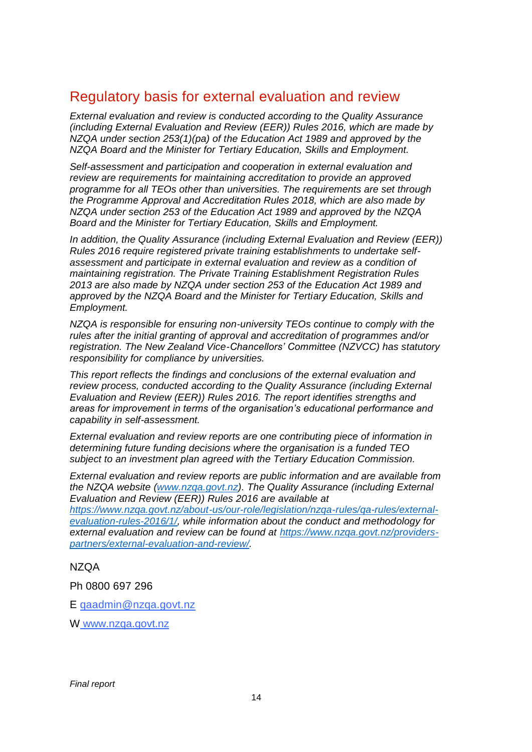## Regulatory basis for external evaluation and review

*External evaluation and review is conducted according to the Quality Assurance (including External Evaluation and Review (EER)) Rules 2016, which are made by NZQA under section 253(1)(pa) of the Education Act 1989 and approved by the NZQA Board and the Minister for Tertiary Education, Skills and Employment.*

*Self-assessment and participation and cooperation in external evaluation and review are requirements for maintaining accreditation to provide an approved programme for all TEOs other than universities. The requirements are set through the Programme Approval and Accreditation Rules 2018, which are also made by NZQA under section 253 of the Education Act 1989 and approved by the NZQA Board and the Minister for Tertiary Education, Skills and Employment.*

*In addition, the Quality Assurance (including External Evaluation and Review (EER)) Rules 2016 require registered private training establishments to undertake self-assessment and participate in external evaluation and review as a condition of maintaining registration. The Private Training Establishment Registration Rules 2013 are also made by NZQA under section 253 of the Education Act 1989 and approved by the NZQA Board and the Minister for Tertiary Education, Skills and Employment.*

*NZQA is responsible for ensuring non-university TEOs continue to comply with the rules after the initial granting of approval and accreditation of programmes and/or registration. The New Zealand Vice-Chancellors' Committee (NZVCC) has statutory responsibility for compliance by universities.*

*This report reflects the findings and conclusions of the external evaluation and review process, conducted according to the Quality Assurance (including External Evaluation and Review (EER)) Rules 2016. The report identifies strengths and areas for improvement in terms of the organisation's educational performance and capability in self-assessment.*

*External evaluation and review reports are one contributing piece of information in determining future funding decisions where the organisation is a funded TEO subject to an investment plan agreed with the Tertiary Education Commission.*

*External evaluation and review reports are public information and are available from the NZQA website (www.nzqa.govt.nz). The Quality Assurance (including External Evaluation and Review (EER)) Rules 2016 are available at https://www.nzqa.govt.nz/about-us/our-role/legislation/nzqa-rules/qa-rules/external-evaluation-rules-2016/1/, while information about the conduct and methodology for external evaluation and review can be found at https://www.nzqa.govt.nz/providers-partners/external-evaluation-and-review/.*

NZQA

Ph 0800 697 296

E qaadmin@nzqa.govt.nz

W www.nzqa.govt.nz

*Final report*